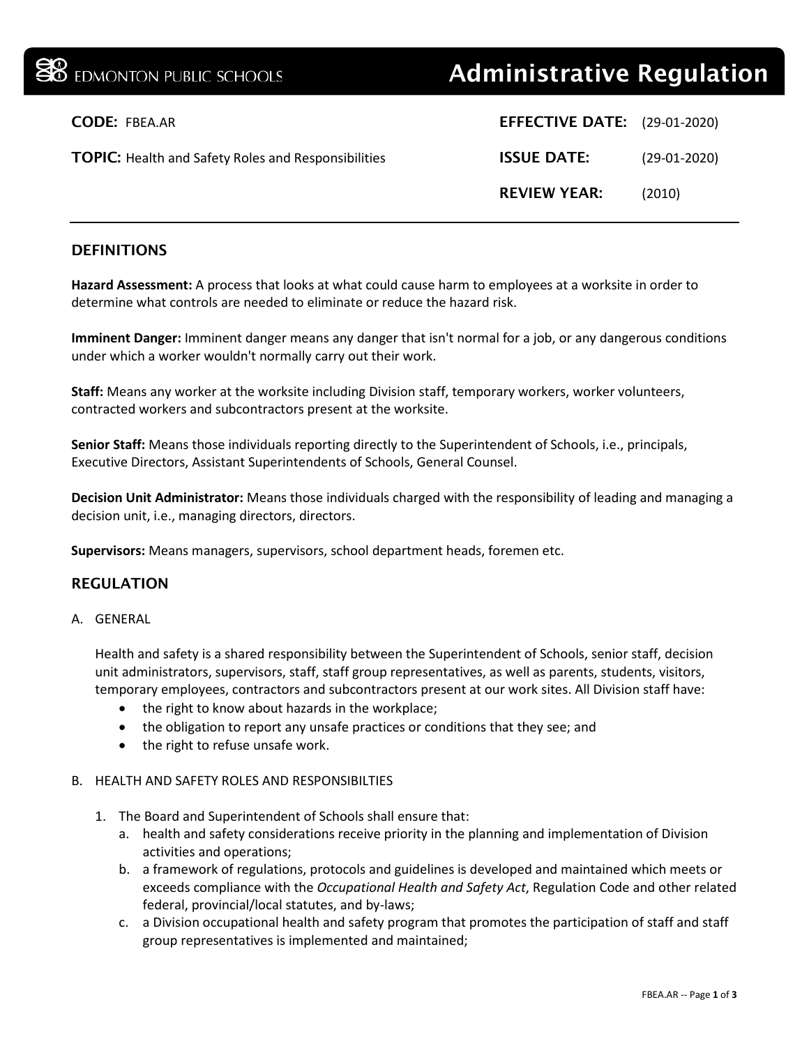# EDMONTON PUBLIC SCHOOLS — Administrative Regulation

**CODE:** FBEA.AR

**TOPIC:** Health and Safety Roles and Responsibilities

**EFFECTIVE DATE:** (29-01-2020)

**ISSUE DATE:** (29-01-2020)

**REVIEW YEAR:** (2010)

---

## DEFINITIONS

**Hazard Assessment:** A process that looks at what could cause harm to employees at a worksite in order to determine what controls are needed to eliminate or reduce the hazard risk.

**Imminent Danger:** Imminent danger means any danger that isn't normal for a job, or any dangerous conditions under which a worker wouldn't normally carry out their work.

**Staff:** Means any worker at the worksite including Division staff, temporary workers, worker volunteers, contracted workers and subcontractors present at the worksite.

**Senior Staff:** Means those individuals reporting directly to the Superintendent of Schools, i.e., principals, Executive Directors, Assistant Superintendents of Schools, General Counsel.

**Decision Unit Administrator:** Means those individuals charged with the responsibility of leading and managing a decision unit, i.e., managing directors, directors.

**Supervisors:** Means managers, supervisors, school department heads, foremen etc.

## REGULATION

A. GENERAL

Health and safety is a shared responsibility between the Superintendent of Schools, senior staff, decision unit administrators, supervisors, staff, staff group representatives, as well as parents, students, visitors, temporary employees, contractors and subcontractors present at our work sites. All Division staff have:

- the right to know about hazards in the workplace;
- the obligation to report any unsafe practices or conditions that they see; and
- the right to refuse unsafe work.

B. HEALTH AND SAFETY ROLES AND RESPONSIBILTIES

1. The Board and Superintendent of Schools shall ensure that:
   a. health and safety considerations receive priority in the planning and implementation of Division activities and operations;
   b. a framework of regulations, protocols and guidelines is developed and maintained which meets or exceeds compliance with the *Occupational Health and Safety Act*, Regulation Code and other related federal, provincial/local statutes, and by-laws;
   c. a Division occupational health and safety program that promotes the participation of staff and staff group representatives is implemented and maintained;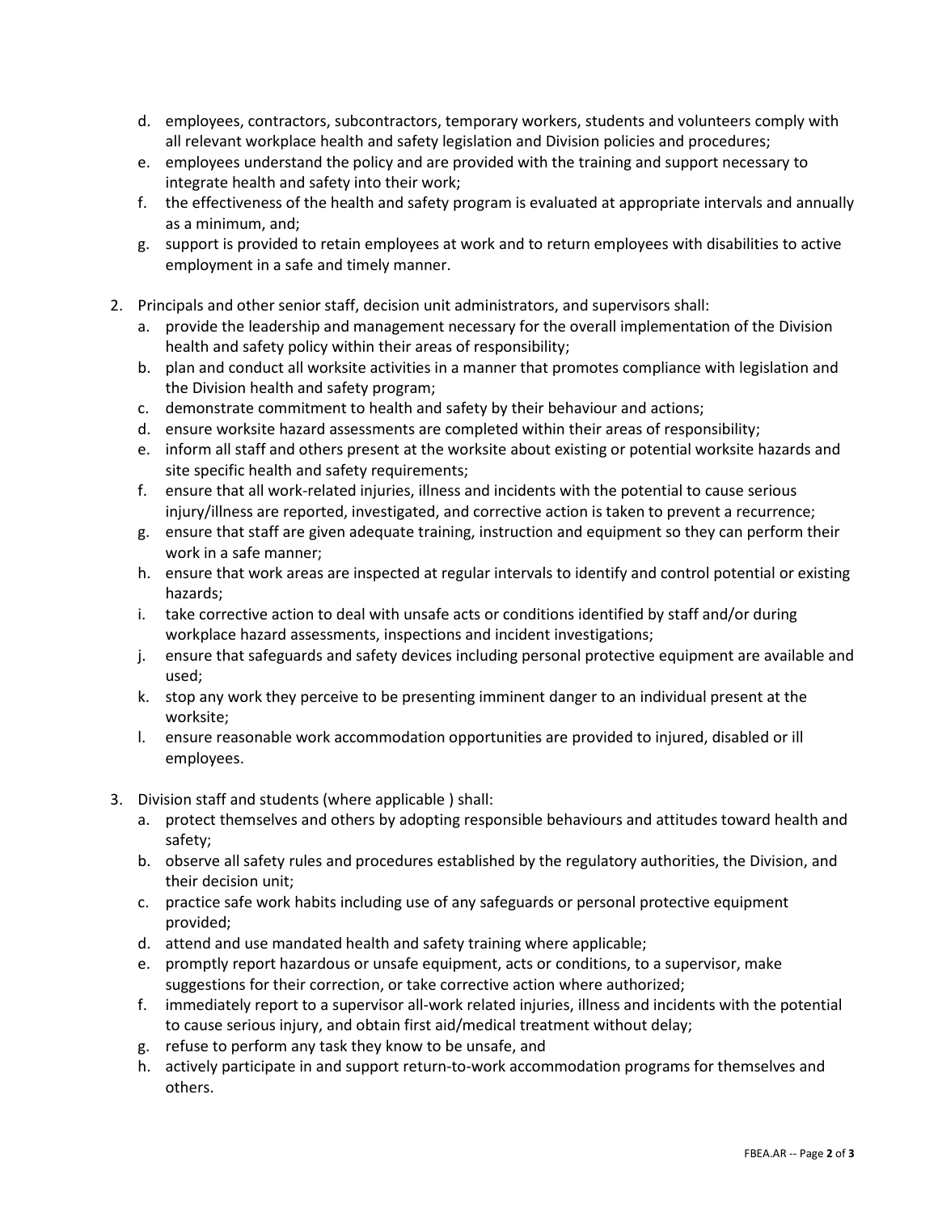d. employees, contractors, subcontractors, temporary workers, students and volunteers comply with all relevant workplace health and safety legislation and Division policies and procedures;
e. employees understand the policy and are provided with the training and support necessary to integrate health and safety into their work;
f. the effectiveness of the health and safety program is evaluated at appropriate intervals and annually as a minimum, and;
g. support is provided to retain employees at work and to return employees with disabilities to active employment in a safe and timely manner.

2. Principals and other senior staff, decision unit administrators, and supervisors shall:
   a. provide the leadership and management necessary for the overall implementation of the Division health and safety policy within their areas of responsibility;
   b. plan and conduct all worksite activities in a manner that promotes compliance with legislation and the Division health and safety program;
   c. demonstrate commitment to health and safety by their behaviour and actions;
   d. ensure worksite hazard assessments are completed within their areas of responsibility;
   e. inform all staff and others present at the worksite about existing or potential worksite hazards and site specific health and safety requirements;
   f. ensure that all work-related injuries, illness and incidents with the potential to cause serious injury/illness are reported, investigated, and corrective action is taken to prevent a recurrence;
   g. ensure that staff are given adequate training, instruction and equipment so they can perform their work in a safe manner;
   h. ensure that work areas are inspected at regular intervals to identify and control potential or existing hazards;
   i. take corrective action to deal with unsafe acts or conditions identified by staff and/or during workplace hazard assessments, inspections and incident investigations;
   j. ensure that safeguards and safety devices including personal protective equipment are available and used;
   k. stop any work they perceive to be presenting imminent danger to an individual present at the worksite;
   l. ensure reasonable work accommodation opportunities are provided to injured, disabled or ill employees.

3. Division staff and students (where applicable ) shall:
   a. protect themselves and others by adopting responsible behaviours and attitudes toward health and safety;
   b. observe all safety rules and procedures established by the regulatory authorities, the Division, and their decision unit;
   c. practice safe work habits including use of any safeguards or personal protective equipment provided;
   d. attend and use mandated health and safety training where applicable;
   e. promptly report hazardous or unsafe equipment, acts or conditions, to a supervisor, make suggestions for their correction, or take corrective action where authorized;
   f. immediately report to a supervisor all-work related injuries, illness and incidents with the potential to cause serious injury, and obtain first aid/medical treatment without delay;
   g. refuse to perform any task they know to be unsafe, and
   h. actively participate in and support return-to-work accommodation programs for themselves and others.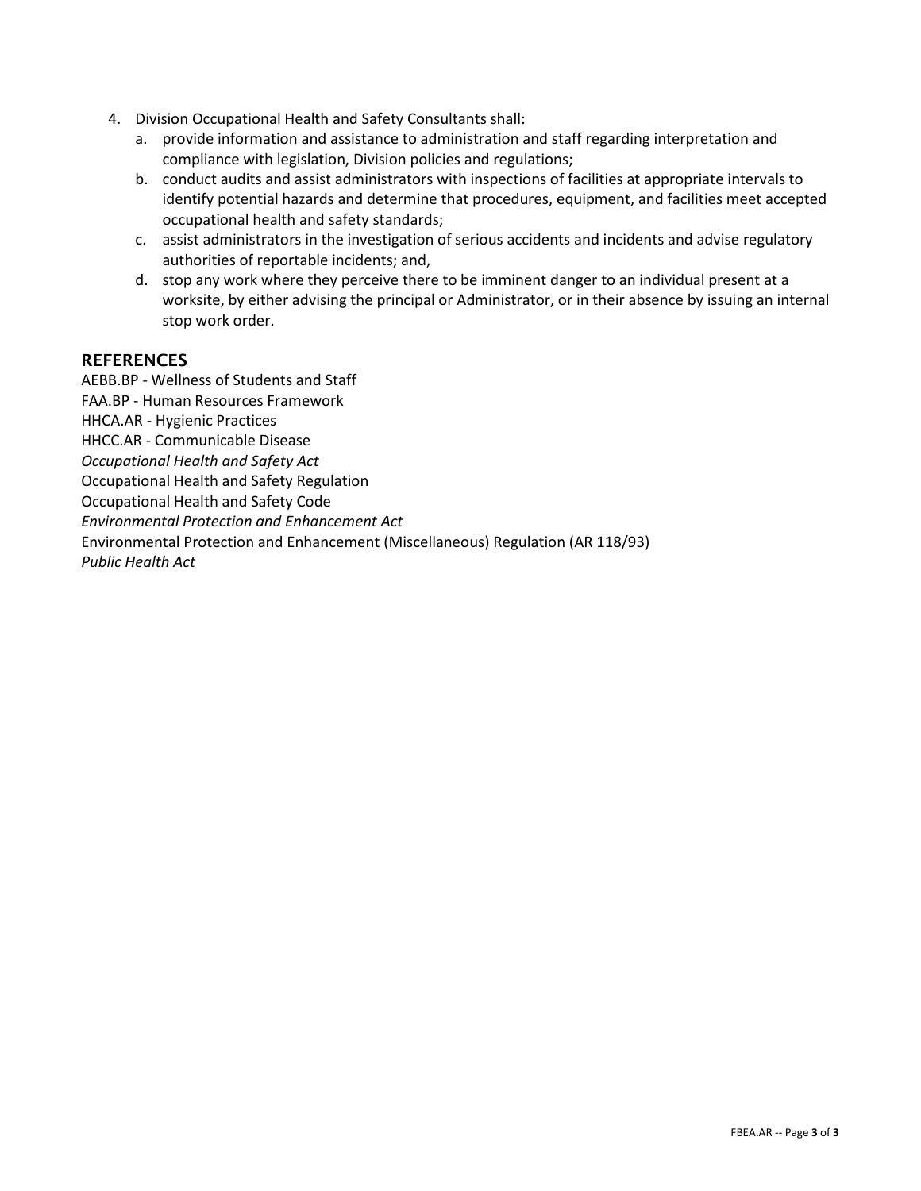4. Division Occupational Health and Safety Consultants shall:
    a. provide information and assistance to administration and staff regarding interpretation and compliance with legislation, Division policies and regulations;
    b. conduct audits and assist administrators with inspections of facilities at appropriate intervals to identify potential hazards and determine that procedures, equipment, and facilities meet accepted occupational health and safety standards;
    c. assist administrators in the investigation of serious accidents and incidents and advise regulatory authorities of reportable incidents; and,
    d. stop any work where they perceive there to be imminent danger to an individual present at a worksite, by either advising the principal or Administrator, or in their absence by issuing an internal stop work order.

## REFERENCES

AEBB.BP - Wellness of Students and Staff
FAA.BP - Human Resources Framework
HHCA.AR - Hygienic Practices
HHCC.AR - Communicable Disease
*Occupational Health and Safety Act*
Occupational Health and Safety Regulation
Occupational Health and Safety Code
*Environmental Protection and Enhancement Act*
Environmental Protection and Enhancement (Miscellaneous) Regulation (AR 118/93)
*Public Health Act*